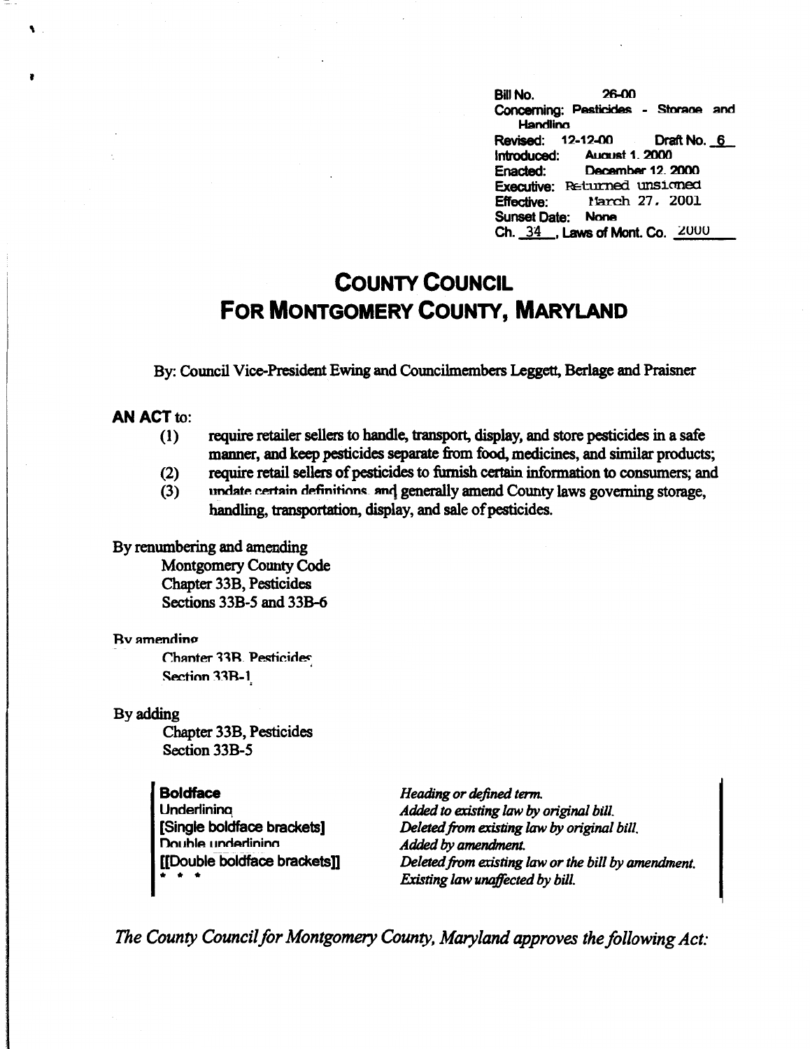Bill No. 26-00
Concerning: Pesticides - Storage and Handling
Revised: 12-12-00 Draft No. 6
Introduced: August 1, 2000
Enacted: December 12, 2000
Executive: Returned unsigned
Effective: March 27, 2001
Sunset Date: None
Ch. 34, Laws of Mont. Co. 2000

# COUNTY COUNCIL FOR MONTGOMERY COUNTY, MARYLAND

By: Council Vice-President Ewing and Councilmembers Leggett, Berlage and Praisner

**AN ACT** to:

(1) require retailer sellers to handle, transport, display, and store pesticides in a safe manner, and keep pesticides separate from food, medicines, and similar products;
(2) require retail sellers of pesticides to furnish certain information to consumers; and
(3) update certain definitions, and generally amend County laws governing storage, handling, transportation, display, and sale of pesticides.

By renumbering and amending
Montgomery County Code
Chapter 33B, Pesticides
Sections 33B-5 and 33B-6

By amending
Chapter 33B, Pesticides
Section 33B-1

By adding
Chapter 33B, Pesticides
Section 33B-5

| | |
|---|---|
| **Boldface** | *Heading or defined term.* |
| Underlining | *Added to existing law by original bill.* |
| [Single boldface brackets] | *Deleted from existing law by original bill.* |
| Double underlining | *Added by amendment.* |
| [[Double boldface brackets]] | *Deleted from existing law or the bill by amendment.* |
| * * * | *Existing law unaffected by bill.* |

*The County Council for Montgomery County, Maryland approves the following Act:*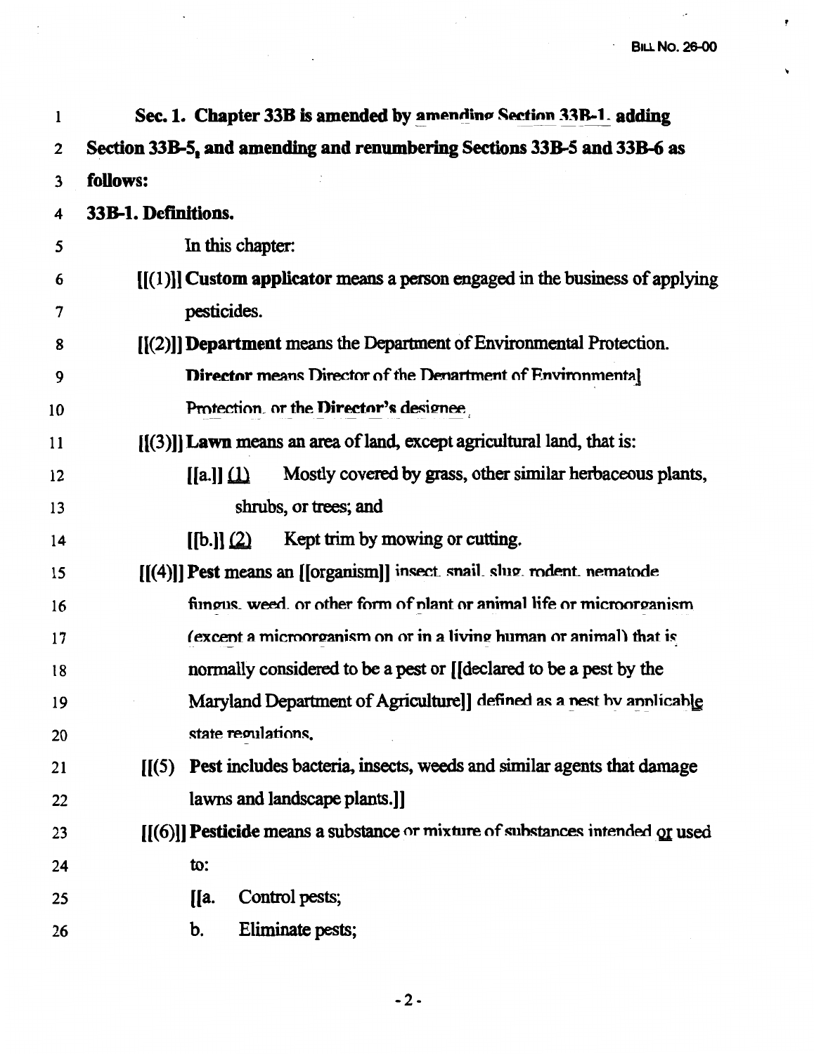**Sec. 1. Chapter 33B is amended by amending Section 33B-1, adding Section 33B-5, and amending and renumbering Sections 33B-5 and 33B-6 as follows:**

**33B-1. Definitions.**

In this chapter:

[[(1)]] **Custom applicator** means a person engaged in the business of applying pesticides.

[[(2)]] **Department** means the Department of Environmental Protection.

**Director** means Director of the Department of Environmental Protection, or the **Director's** designee.

[[(3)]] **Lawn** means an area of land, except agricultural land, that is:

[[a.]] (1) Mostly covered by grass, other similar herbaceous plants, shrubs, or trees; and

[[b.]] (2) Kept trim by mowing or cutting.

[[(4)]] **Pest** means an [[organism]] insect, snail, slug, rodent, nematode, fungus, weed, or other form of plant or animal life or microorganism (except a microorganism on or in a living human or animal) that is normally considered to be a pest or [[declared to be a pest by the Maryland Department of Agriculture]] defined as a pest by applicable state regulations.

[[(5) **Pest** includes bacteria, insects, weeds and similar agents that damage lawns and landscape plants.]]

[[(6)]] **Pesticide** means a substance or mixture of substances intended or used to:

[[a. Control pests;

b. Eliminate pests;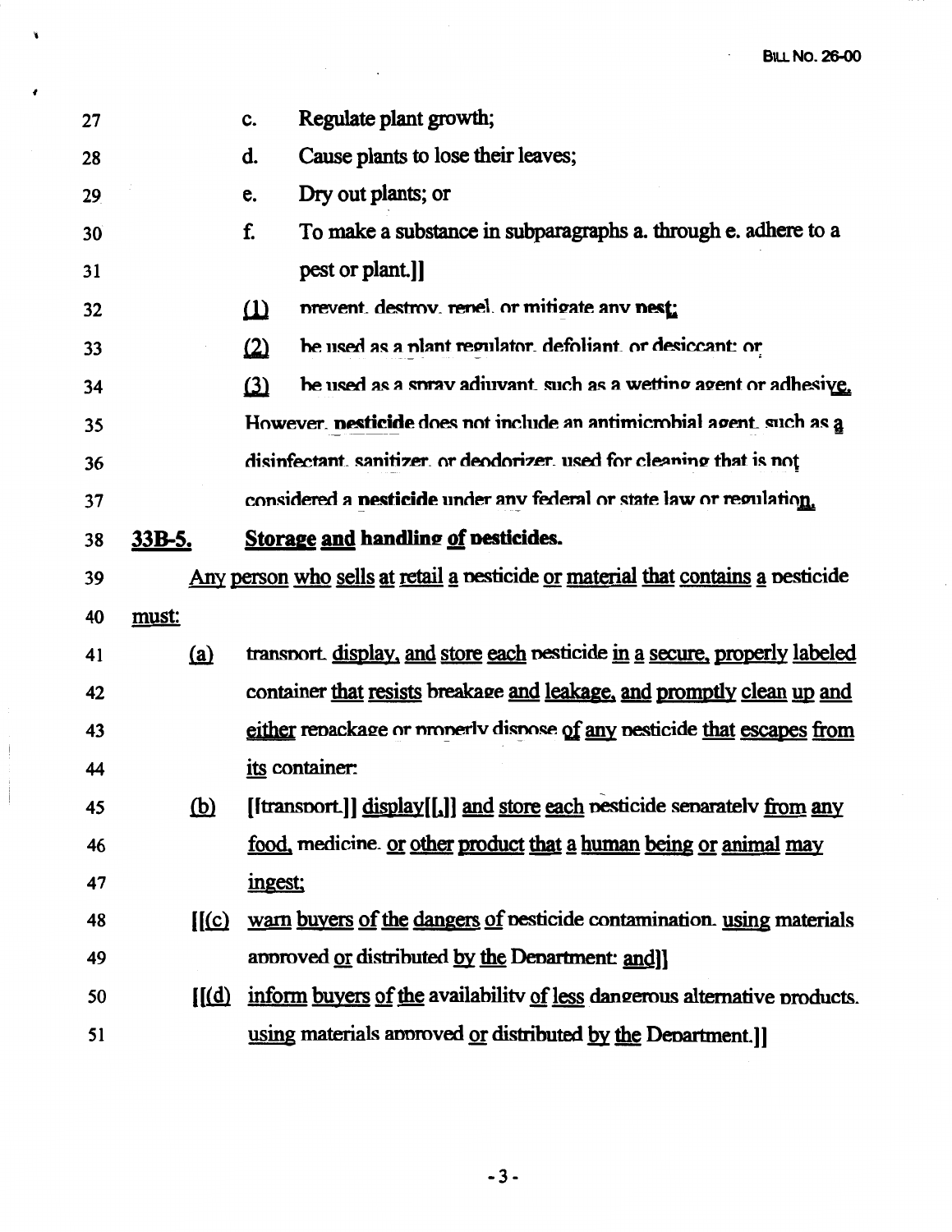27 c. Regulate plant growth;

28 d. Cause plants to lose their leaves;

29 e. Dry out plants; or

30 f. To make a substance in subparagraphs a. through e. adhere to a

31 pest or plant.]]

32 (1) prevent, destroy, repel, or mitigate any **pest**;

33 (2) be used as a plant regulator, defoliant, or desiccant; or

34 (3) be used as a spray adjuvant, such as a wetting agent or adhesive.

35 However, **pesticide** does not include an antimicrobial agent, such as a

36 disinfectant, sanitizer, or deodorizer, used for cleaning that is not

37 considered a **pesticide** under any federal or state law or regulation.

38 **33B-5. Storage and handling of pesticides.**

39 Any person who sells at retail a pesticide or material that contains a pesticide

40 must:

41 (a) transport, display, and store each pesticide in a secure, properly labeled

42 container that resists breakage and leakage, and promptly clean up and

43 either repackage or properly dispose of any pesticide that escapes from

44 its container;

45 (b) [[transport,]] display[[,]] and store each pesticide separately from any

46 food, medicine, or other product that a human being or animal may

47 ingest;

48 [[(c) warn buyers of the dangers of pesticide contamination, using materials

49 approved or distributed by the Department; and]]

50 [[(d) inform buyers of the availability of less dangerous alternative products,

51 using materials approved or distributed by the Department.]]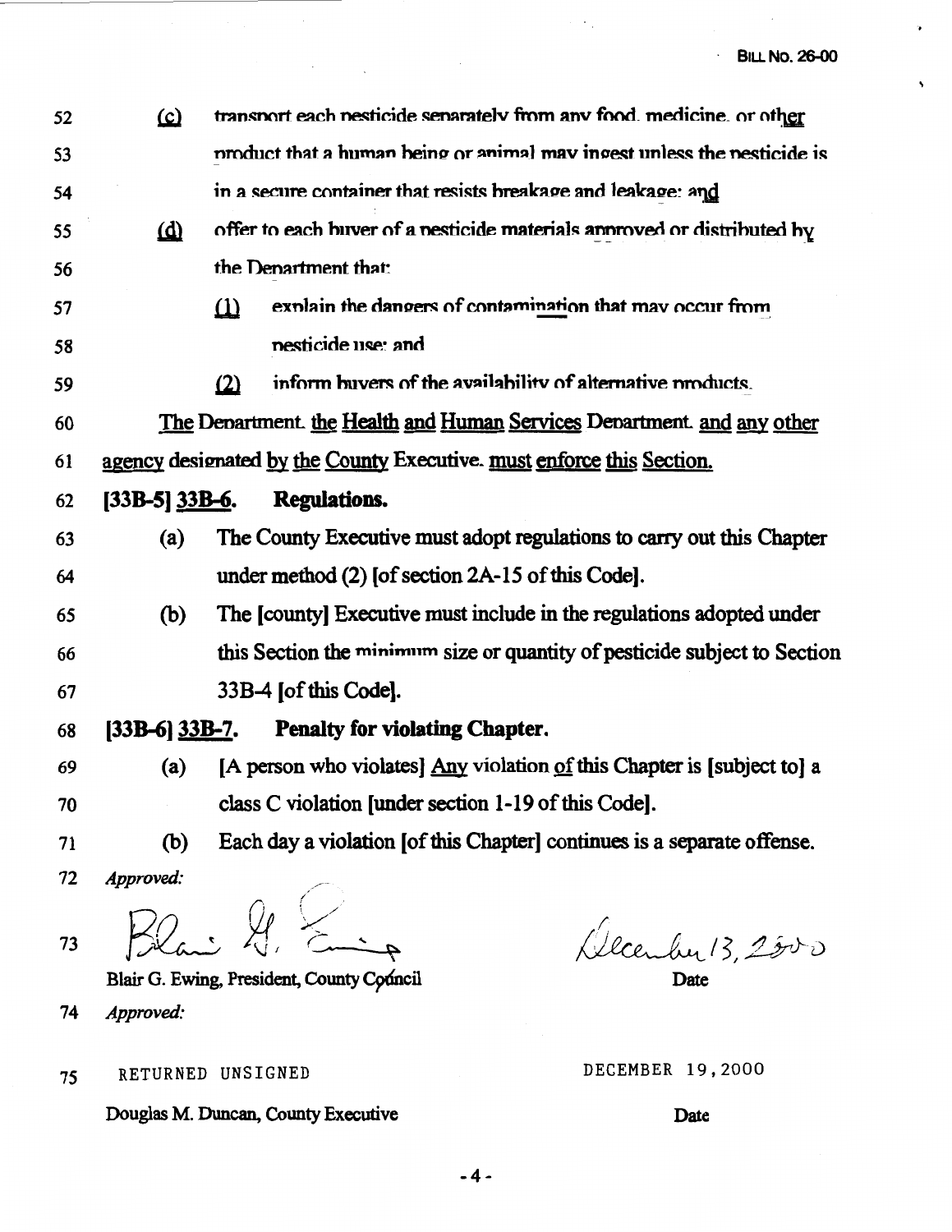(c) transport each pesticide separately from any food, medicine, or other product that a human being or animal may ingest unless the pesticide is in a secure container that resists breakage and leakage; and

(d) offer to each buyer of a pesticide materials approved or distributed by the Department that:

(1) explain the dangers of contamination that may occur from pesticide use; and

(2) inform buyers of the availability of alternative products.

The Department, the Health and Human Services Department, and any other agency designated by the County Executive, must enforce this Section.

**[33B-5] 33B-6. Regulations.**

(a) The County Executive must adopt regulations to carry out this Chapter under method (2) [of section 2A-15 of this Code].

(b) The [county] Executive must include in the regulations adopted under this Section the minimum size or quantity of pesticide subject to Section 33B-4 [of this Code].

**[33B-6] 33B-7. Penalty for violating Chapter.**

(a) [A person who violates] Any violation of this Chapter is [subject to] a class C violation [under section 1-19 of this Code].

(b) Each day a violation [of this Chapter] continues is a separate offense.

*Approved:*

Blair G. Ewing, President, County Council — December 13, 2000 — Date

*Approved:*

RETURNED UNSIGNED — DECEMBER 19, 2000

Douglas M. Duncan, County Executive — Date